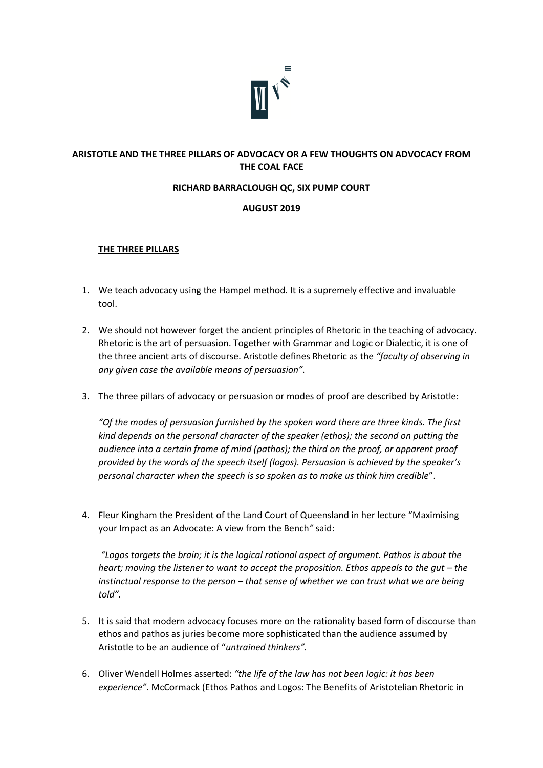**ARISTOTLE AND THE THREE PILLARS OF ADVOCACY OR A FEW THOUGHTS ON ADVOCACY FROM THE COAL FACE**

**RICHARD BARRACLOUGH QC, SIX PUMP COURT**

**AUGUST 2019**

## THE THREE PILLARS

1. We teach advocacy using the Hampel method. It is a supremely effective and invaluable tool.

2. We should not however forget the ancient principles of Rhetoric in the teaching of advocacy. Rhetoric is the art of persuasion. Together with Grammar and Logic or Dialectic, it is one of the three ancient arts of discourse. Aristotle defines Rhetoric as the *"faculty of observing in any given case the available means of persuasion"*.

3. The three pillars of advocacy or persuasion or modes of proof are described by Aristotle:

   *"Of the modes of persuasion furnished by the spoken word there are three kinds. The first kind depends on the personal character of the speaker (ethos); the second on putting the audience into a certain frame of mind (pathos); the third on the proof, or apparent proof provided by the words of the speech itself (logos). Persuasion is achieved by the speaker's personal character when the speech is so spoken as to make us think him credible*".

4. Fleur Kingham the President of the Land Court of Queensland in her lecture "Maximising your Impact as an Advocate: A view from the Bench*"* said:

   *"Logos targets the brain; it is the logical rational aspect of argument. Pathos is about the heart; moving the listener to want to accept the proposition. Ethos appeals to the gut – the instinctual response to the person – that sense of whether we can trust what we are being told".*

5. It is said that modern advocacy focuses more on the rationality based form of discourse than ethos and pathos as juries become more sophisticated than the audience assumed by Aristotle to be an audience of "*untrained thinkers".*

6. Oliver Wendell Holmes asserted: *"the life of the law has not been logic: it has been experience".* McCormack (Ethos Pathos and Logos: The Benefits of Aristotelian Rhetoric in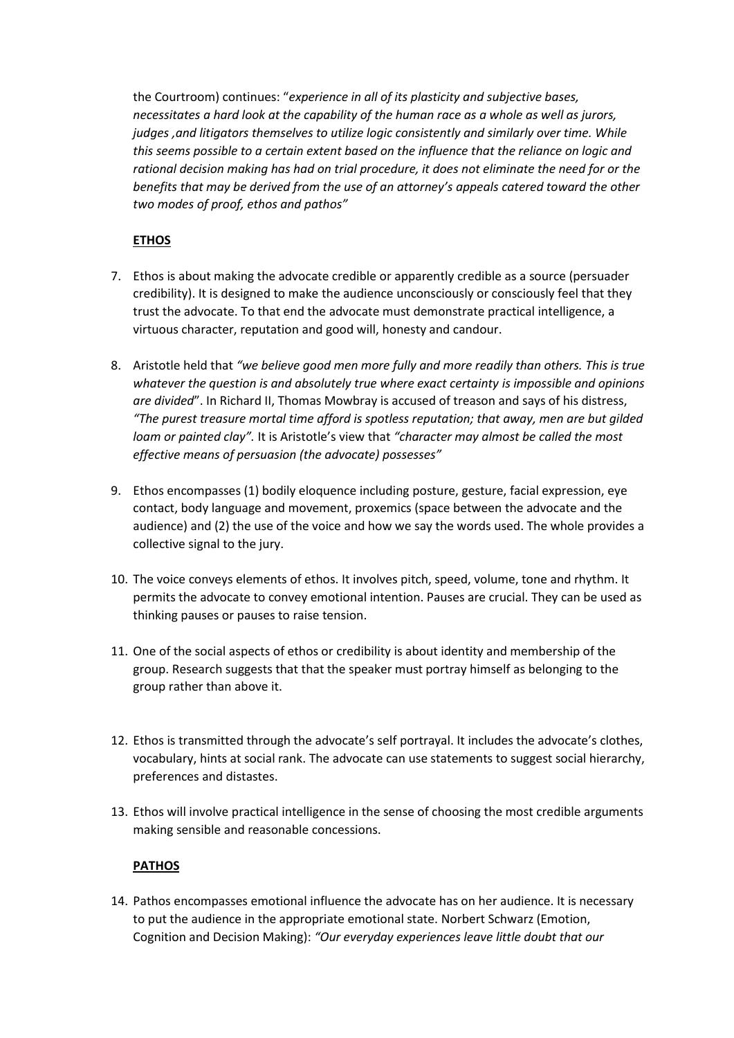the Courtroom) continues: "*experience in all of its plasticity and subjective bases, necessitates a hard look at the capability of the human race as a whole as well as jurors, judges ,and litigators themselves to utilize logic consistently and similarly over time. While this seems possible to a certain extent based on the influence that the reliance on logic and rational decision making has had on trial procedure, it does not eliminate the need for or the benefits that may be derived from the use of an attorney's appeals catered toward the other two modes of proof, ethos and pathos"*

**ETHOS**

7. Ethos is about making the advocate credible or apparently credible as a source (persuader credibility). It is designed to make the audience unconsciously or consciously feel that they trust the advocate. To that end the advocate must demonstrate practical intelligence, a virtuous character, reputation and good will, honesty and candour.

8. Aristotle held that *"we believe good men more fully and more readily than others. This is true whatever the question is and absolutely true where exact certainty is impossible and opinions are divided*". In Richard II, Thomas Mowbray is accused of treason and says of his distress, *"The purest treasure mortal time afford is spotless reputation; that away, men are but gilded loam or painted clay".* It is Aristotle's view that *"character may almost be called the most effective means of persuasion (the advocate) possesses"*

9. Ethos encompasses (1) bodily eloquence including posture, gesture, facial expression, eye contact, body language and movement, proxemics (space between the advocate and the audience) and (2) the use of the voice and how we say the words used. The whole provides a collective signal to the jury.

10. The voice conveys elements of ethos. It involves pitch, speed, volume, tone and rhythm. It permits the advocate to convey emotional intention. Pauses are crucial. They can be used as thinking pauses or pauses to raise tension.

11. One of the social aspects of ethos or credibility is about identity and membership of the group. Research suggests that that the speaker must portray himself as belonging to the group rather than above it.

12. Ethos is transmitted through the advocate's self portrayal. It includes the advocate's clothes, vocabulary, hints at social rank. The advocate can use statements to suggest social hierarchy, preferences and distastes.

13. Ethos will involve practical intelligence in the sense of choosing the most credible arguments making sensible and reasonable concessions.

**PATHOS**

14. Pathos encompasses emotional influence the advocate has on her audience. It is necessary to put the audience in the appropriate emotional state. Norbert Schwarz (Emotion, Cognition and Decision Making): *"Our everyday experiences leave little doubt that our*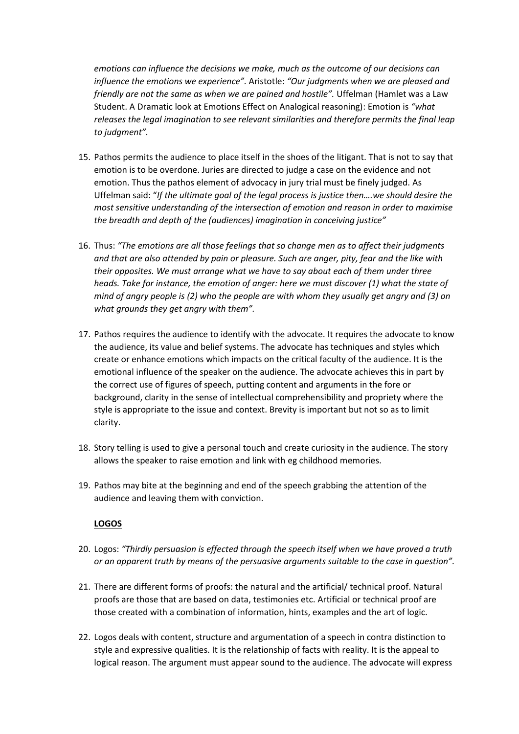*emotions can influence the decisions we make, much as the outcome of our decisions can influence the emotions we experience".* Aristotle: *"Our judgments when we are pleased and friendly are not the same as when we are pained and hostile".* Uffelman (Hamlet was a Law Student. A Dramatic look at Emotions Effect on Analogical reasoning): Emotion is *"what releases the legal imagination to see relevant similarities and therefore permits the final leap to judgment".*

15. Pathos permits the audience to place itself in the shoes of the litigant. That is not to say that emotion is to be overdone. Juries are directed to judge a case on the evidence and not emotion. Thus the pathos element of advocacy in jury trial must be finely judged. As Uffelman said: "*If the ultimate goal of the legal process is justice then….we should desire the most sensitive understanding of the intersection of emotion and reason in order to maximise the breadth and depth of the (audiences) imagination in conceiving justice"*

16. Thus: *"The emotions are all those feelings that so change men as to affect their judgments and that are also attended by pain or pleasure. Such are anger, pity, fear and the like with their opposites. We must arrange what we have to say about each of them under three heads. Take for instance, the emotion of anger: here we must discover (1) what the state of mind of angry people is (2) who the people are with whom they usually get angry and (3) on what grounds they get angry with them".*

17. Pathos requires the audience to identify with the advocate. It requires the advocate to know the audience, its value and belief systems. The advocate has techniques and styles which create or enhance emotions which impacts on the critical faculty of the audience. It is the emotional influence of the speaker on the audience. The advocate achieves this in part by the correct use of figures of speech, putting content and arguments in the fore or background, clarity in the sense of intellectual comprehensibility and propriety where the style is appropriate to the issue and context. Brevity is important but not so as to limit clarity.

18. Story telling is used to give a personal touch and create curiosity in the audience. The story allows the speaker to raise emotion and link with eg childhood memories.

19. Pathos may bite at the beginning and end of the speech grabbing the attention of the audience and leaving them with conviction.

**LOGOS**

20. Logos: *"Thirdly persuasion is effected through the speech itself when we have proved a truth or an apparent truth by means of the persuasive arguments suitable to the case in question".*

21. There are different forms of proofs: the natural and the artificial/ technical proof. Natural proofs are those that are based on data, testimonies etc. Artificial or technical proof are those created with a combination of information, hints, examples and the art of logic.

22. Logos deals with content, structure and argumentation of a speech in contra distinction to style and expressive qualities. It is the relationship of facts with reality. It is the appeal to logical reason. The argument must appear sound to the audience. The advocate will express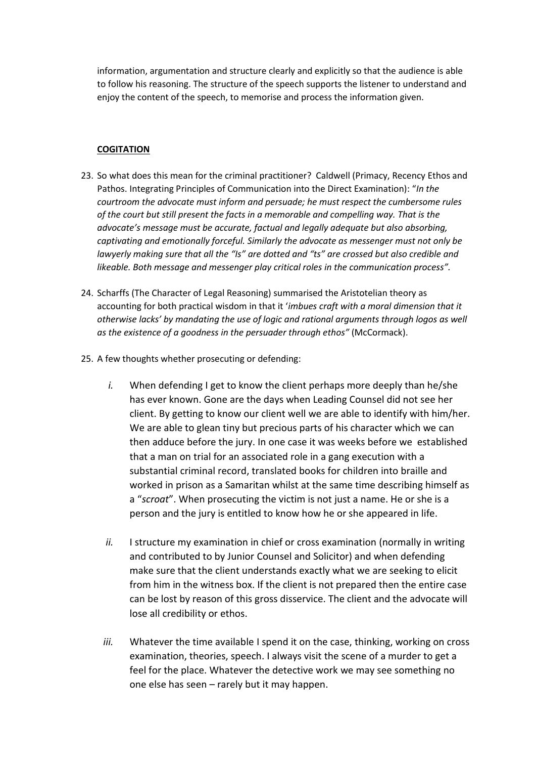information, argumentation and structure clearly and explicitly so that the audience is able to follow his reasoning. The structure of the speech supports the listener to understand and enjoy the content of the speech, to memorise and process the information given.

## **COGITATION**

23. So what does this mean for the criminal practitioner? Caldwell (Primacy, Recency Ethos and Pathos. Integrating Principles of Communication into the Direct Examination): "*In the courtroom the advocate must inform and persuade; he must respect the cumbersome rules of the court but still present the facts in a memorable and compelling way. That is the advocate's message must be accurate, factual and legally adequate but also absorbing, captivating and emotionally forceful. Similarly the advocate as messenger must not only be lawyerly making sure that all the "Is" are dotted and "ts" are crossed but also credible and likeable. Both message and messenger play critical roles in the communication process"*.

24. Scharffs (The Character of Legal Reasoning) summarised the Aristotelian theory as accounting for both practical wisdom in that it '*imbues craft with a moral dimension that it otherwise lacks' by mandating the use of logic and rational arguments through logos as well as the existence of a goodness in the persuader through ethos"* (McCormack).

25. A few thoughts whether prosecuting or defending:

    *i.* When defending I get to know the client perhaps more deeply than he/she has ever known. Gone are the days when Leading Counsel did not see her client. By getting to know our client well we are able to identify with him/her. We are able to glean tiny but precious parts of his character which we can then adduce before the jury. In one case it was weeks before we established that a man on trial for an associated role in a gang execution with a substantial criminal record, translated books for children into braille and worked in prison as a Samaritan whilst at the same time describing himself as a "*scroat*". When prosecuting the victim is not just a name. He or she is a person and the jury is entitled to know how he or she appeared in life.

    *ii.* I structure my examination in chief or cross examination (normally in writing and contributed to by Junior Counsel and Solicitor) and when defending make sure that the client understands exactly what we are seeking to elicit from him in the witness box. If the client is not prepared then the entire case can be lost by reason of this gross disservice. The client and the advocate will lose all credibility or ethos.

    *iii.* Whatever the time available I spend it on the case, thinking, working on cross examination, theories, speech. I always visit the scene of a murder to get a feel for the place. Whatever the detective work we may see something no one else has seen – rarely but it may happen.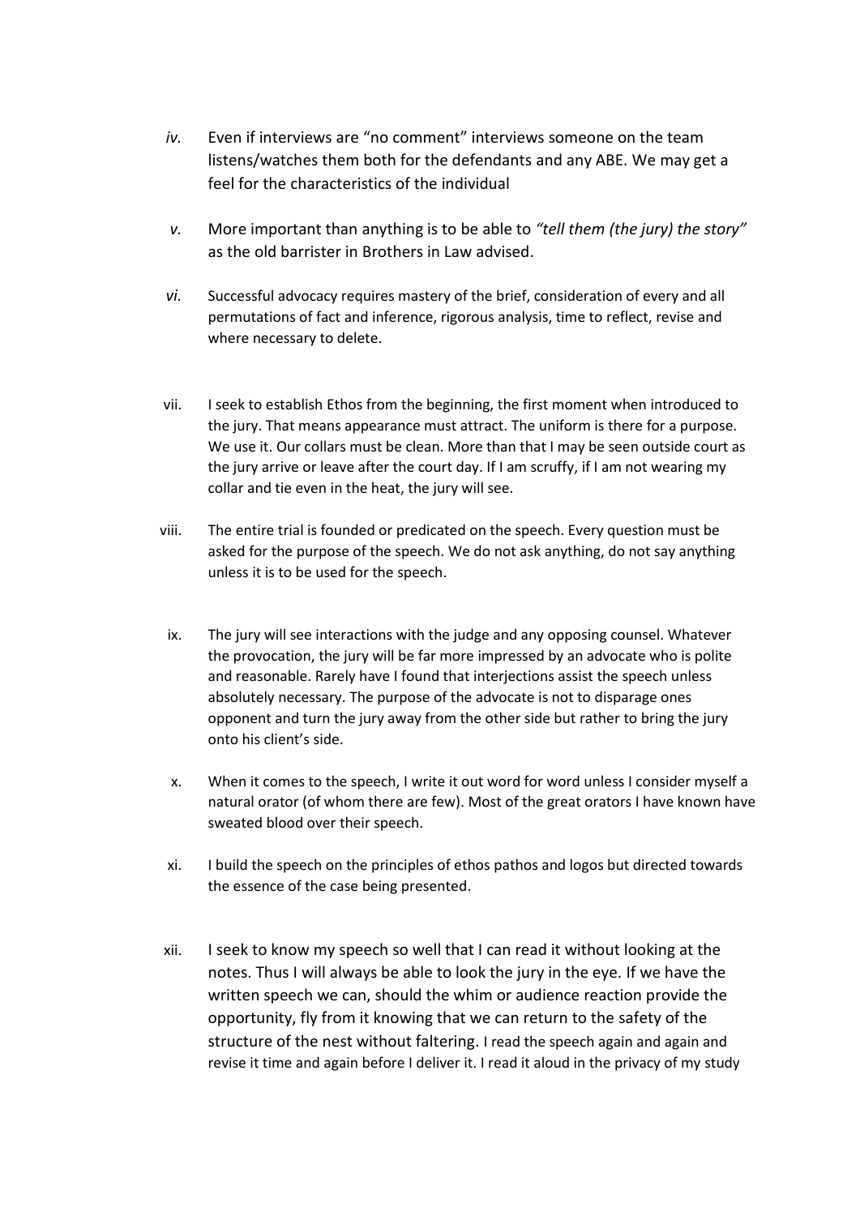*iv.* Even if interviews are "no comment" interviews someone on the team listens/watches them both for the defendants and any ABE. We may get a feel for the characteristics of the individual

*v.* More important than anything is to be able to *"tell them (the jury) the story"* as the old barrister in Brothers in Law advised.

*vi.* Successful advocacy requires mastery of the brief, consideration of every and all permutations of fact and inference, rigorous analysis, time to reflect, revise and where necessary to delete.

vii. I seek to establish Ethos from the beginning, the first moment when introduced to the jury. That means appearance must attract. The uniform is there for a purpose. We use it. Our collars must be clean. More than that I may be seen outside court as the jury arrive or leave after the court day. If I am scruffy, if I am not wearing my collar and tie even in the heat, the jury will see.

viii. The entire trial is founded or predicated on the speech. Every question must be asked for the purpose of the speech. We do not ask anything, do not say anything unless it is to be used for the speech.

ix. The jury will see interactions with the judge and any opposing counsel. Whatever the provocation, the jury will be far more impressed by an advocate who is polite and reasonable. Rarely have I found that interjections assist the speech unless absolutely necessary. The purpose of the advocate is not to disparage ones opponent and turn the jury away from the other side but rather to bring the jury onto his client's side.

x. When it comes to the speech, I write it out word for word unless I consider myself a natural orator (of whom there are few). Most of the great orators I have known have sweated blood over their speech.

xi. I build the speech on the principles of ethos pathos and logos but directed towards the essence of the case being presented.

xii. I seek to know my speech so well that I can read it without looking at the notes. Thus I will always be able to look the jury in the eye. If we have the written speech we can, should the whim or audience reaction provide the opportunity, fly from it knowing that we can return to the safety of the structure of the nest without faltering. I read the speech again and again and revise it time and again before I deliver it. I read it aloud in the privacy of my study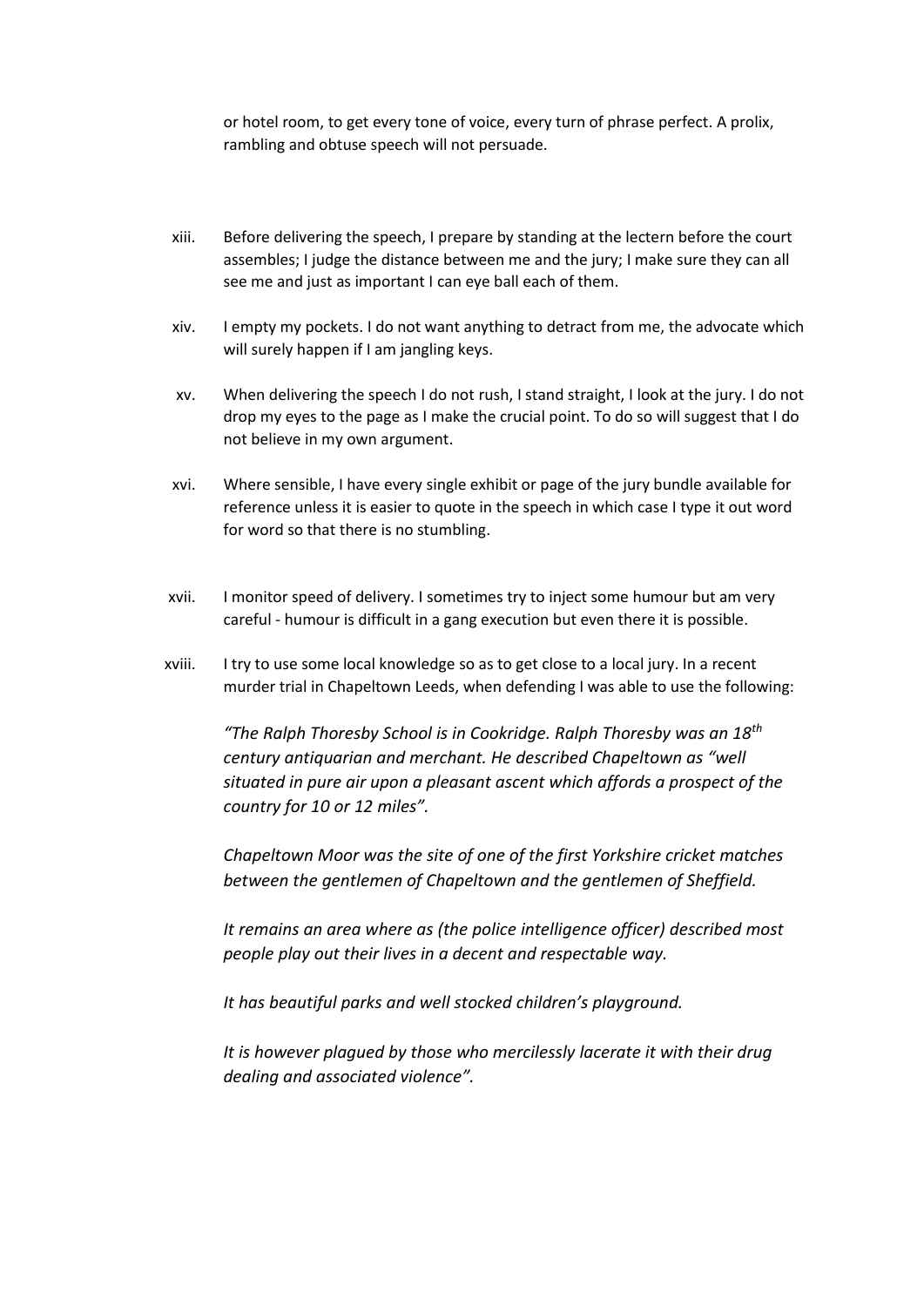or hotel room, to get every tone of voice, every turn of phrase perfect. A prolix, rambling and obtuse speech will not persuade.

xiii. Before delivering the speech, I prepare by standing at the lectern before the court assembles; I judge the distance between me and the jury; I make sure they can all see me and just as important I can eye ball each of them.

xiv. I empty my pockets. I do not want anything to detract from me, the advocate which will surely happen if I am jangling keys.

xv. When delivering the speech I do not rush, I stand straight, I look at the jury. I do not drop my eyes to the page as I make the crucial point. To do so will suggest that I do not believe in my own argument.

xvi. Where sensible, I have every single exhibit or page of the jury bundle available for reference unless it is easier to quote in the speech in which case I type it out word for word so that there is no stumbling.

xvii. I monitor speed of delivery. I sometimes try to inject some humour but am very careful - humour is difficult in a gang execution but even there it is possible.

xviii. I try to use some local knowledge so as to get close to a local jury. In a recent murder trial in Chapeltown Leeds, when defending I was able to use the following:

*"The Ralph Thoresby School is in Cookridge. Ralph Thoresby was an 18th century antiquarian and merchant. He described Chapeltown as "well situated in pure air upon a pleasant ascent which affords a prospect of the country for 10 or 12 miles".*

*Chapeltown Moor was the site of one of the first Yorkshire cricket matches between the gentlemen of Chapeltown and the gentlemen of Sheffield.*

*It remains an area where as (the police intelligence officer) described most people play out their lives in a decent and respectable way.*

*It has beautiful parks and well stocked children's playground.*

*It is however plagued by those who mercilessly lacerate it with their drug dealing and associated violence".*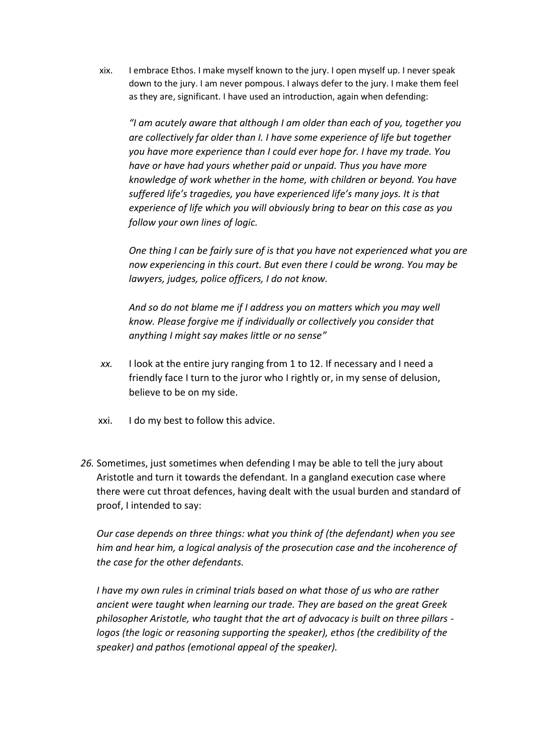xix. I embrace Ethos. I make myself known to the jury. I open myself up. I never speak down to the jury. I am never pompous. I always defer to the jury. I make them feel as they are, significant. I have used an introduction, again when defending:

> *"I am acutely aware that although I am older than each of you, together you are collectively far older than I. I have some experience of life but together you have more experience than I could ever hope for. I have my trade. You have or have had yours whether paid or unpaid. Thus you have more knowledge of work whether in the home, with children or beyond. You have suffered life's tragedies, you have experienced life's many joys. It is that experience of life which you will obviously bring to bear on this case as you follow your own lines of logic.*
>
> *One thing I can be fairly sure of is that you have not experienced what you are now experiencing in this court. But even there I could be wrong. You may be lawyers, judges, police officers, I do not know.*
>
> *And so do not blame me if I address you on matters which you may well know. Please forgive me if individually or collectively you consider that anything I might say makes little or no sense"*

*xx.* I look at the entire jury ranging from 1 to 12. If necessary and I need a friendly face I turn to the juror who I rightly or, in my sense of delusion, believe to be on my side.

xxi. I do my best to follow this advice.

*26.* Sometimes, just sometimes when defending I may be able to tell the jury about Aristotle and turn it towards the defendant. In a gangland execution case where there were cut throat defences, having dealt with the usual burden and standard of proof, I intended to say:

*Our case depends on three things: what you think of (the defendant) when you see him and hear him, a logical analysis of the prosecution case and the incoherence of the case for the other defendants.*

*I have my own rules in criminal trials based on what those of us who are rather ancient were taught when learning our trade. They are based on the great Greek philosopher Aristotle, who taught that the art of advocacy is built on three pillars - logos (the logic or reasoning supporting the speaker), ethos (the credibility of the speaker) and pathos (emotional appeal of the speaker).*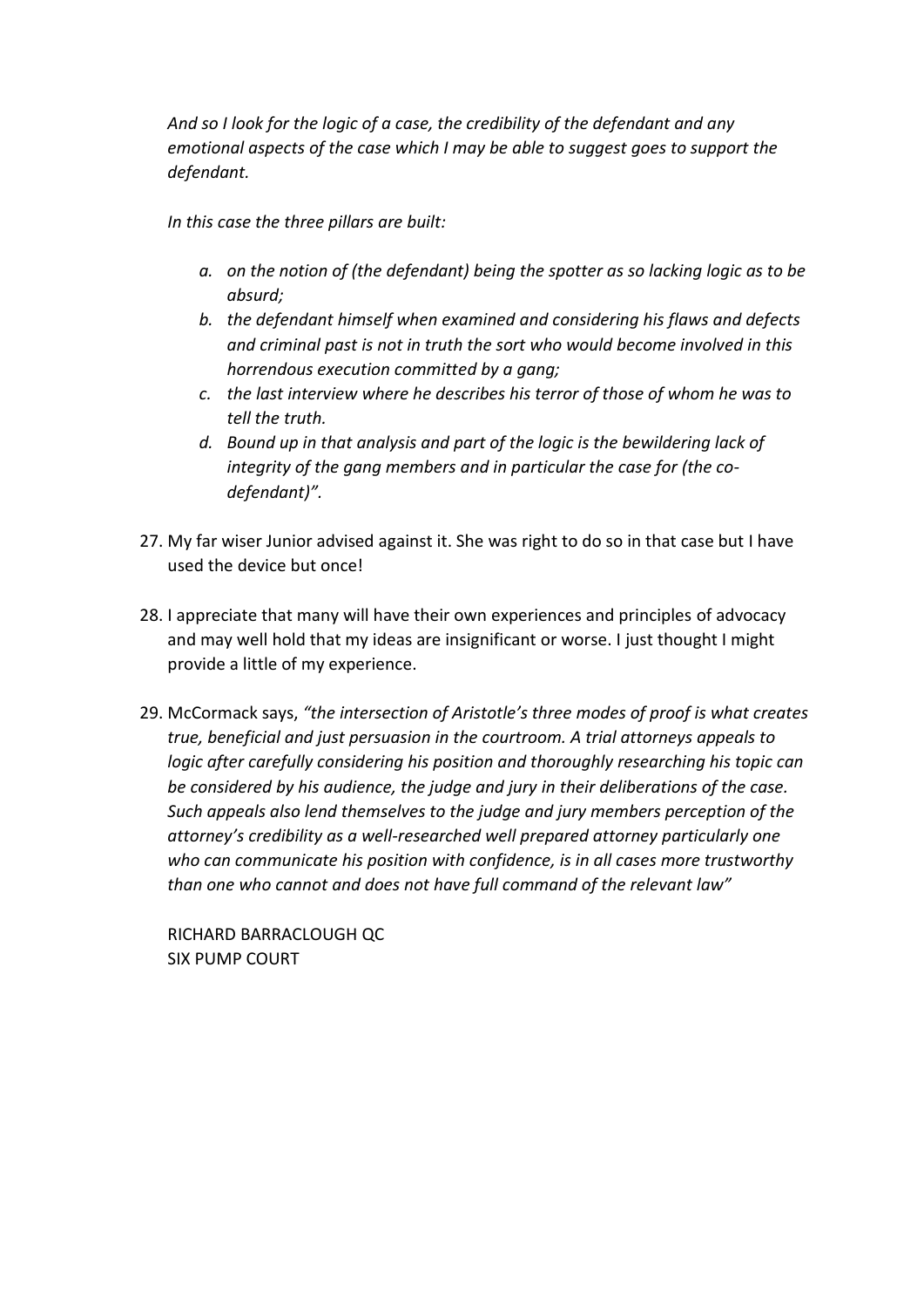*And so I look for the logic of a case, the credibility of the defendant and any emotional aspects of the case which I may be able to suggest goes to support the defendant.*

*In this case the three pillars are built:*

- *a. on the notion of (the defendant) being the spotter as so lacking logic as to be absurd;*
- *b. the defendant himself when examined and considering his flaws and defects and criminal past is not in truth the sort who would become involved in this horrendous execution committed by a gang;*
- *c. the last interview where he describes his terror of those of whom he was to tell the truth.*
- *d. Bound up in that analysis and part of the logic is the bewildering lack of integrity of the gang members and in particular the case for (the co-defendant)".*

27. My far wiser Junior advised against it. She was right to do so in that case but I have used the device but once!

28. I appreciate that many will have their own experiences and principles of advocacy and may well hold that my ideas are insignificant or worse. I just thought I might provide a little of my experience.

29. McCormack says, *"the intersection of Aristotle's three modes of proof is what creates true, beneficial and just persuasion in the courtroom. A trial attorneys appeals to logic after carefully considering his position and thoroughly researching his topic can be considered by his audience, the judge and jury in their deliberations of the case. Such appeals also lend themselves to the judge and jury members perception of the attorney's credibility as a well-researched well prepared attorney particularly one who can communicate his position with confidence, is in all cases more trustworthy than one who cannot and does not have full command of the relevant law"*

RICHARD BARRACLOUGH QC
SIX PUMP COURT